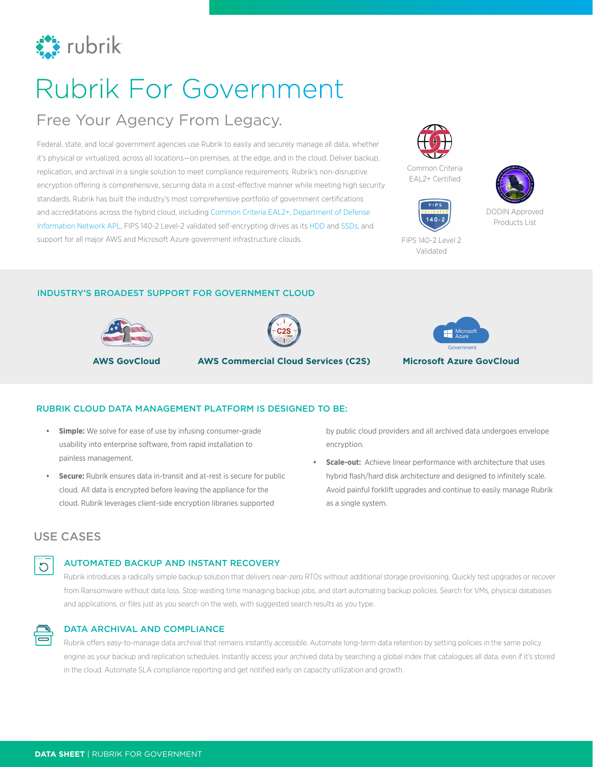# Rubrik For Government

## Free Your Agency From Legacy.

Federal, state, and local government agencies use Rubrik to easily and securely manage all data, whether it's physical or virtualized, across all locations—on premises, at the edge, and in the cloud. Deliver backup, replication, and archival in a single solution to meet compliance requirements. Rubrik's non-disruptive encryption offering is comprehensive, securing data in a cost-effective manner while meeting high security standards. Rubrik has built the industry's most comprehensive portfolio of government certifications and accreditations across the hybrid cloud, including Common Criteria EAL2+, Department of Defense Information Network APL, FIPS 140-2 Level-2 validated self-encrypting drives as its HDD and SSDs, and support for all major AWS and Microsoft Azure government infrastructure clouds.

Common Criteria EAL2+ Certified

FIPS 140-2 Level 2 Validated

DODIN Approved Products List

### INDUSTRY'S BROADEST SUPPORT FOR GOVERNMENT CLOUD

**AWS GovCloud**

**AWS Commercial Cloud Services (C2S)**

**Microsoft Azure GovCloud**

### RUBRIK CLOUD DATA MANAGEMENT PLATFORM IS DESIGNED TO BE:

- **Simple:** We solve for ease of use by infusing consumer-grade usability into enterprise software, from rapid installation to painless management.
- **Secure:** Rubrik ensures data in-transit and at-rest is secure for public cloud. All data is encrypted before leaving the appliance for the cloud. Rubrik leverages client-side encryption libraries supported by public cloud providers and all archived data undergoes envelope encryption.
- **Scale-out:** Achieve linear performance with architecture that uses hybrid flash/hard disk architecture and designed to infinitely scale. Avoid painful forklift upgrades and continue to easily manage Rubrik as a single system.

## USE CASES

### AUTOMATED BACKUP AND INSTANT RECOVERY

Rubrik introduces a radically simple backup solution that delivers near-zero RTOs without additional storage provisioning. Quickly test upgrades or recover from Ransomware without data loss. Stop wasting time managing backup jobs, and start automating backup policies. Search for VMs, physical databases and applications, or files just as you search on the web, with suggested search results as you type.

### DATA ARCHIVAL AND COMPLIANCE

Rubrik offers easy-to-manage data archival that remains instantly accessible. Automate long-term data retention by setting policies in the same policy engine as your backup and replication schedules. Instantly access your archived data by searching a global index that catalogues all data, even if it's stored in the cloud. Automate SLA compliance reporting and get notified early on capacity utilization and growth.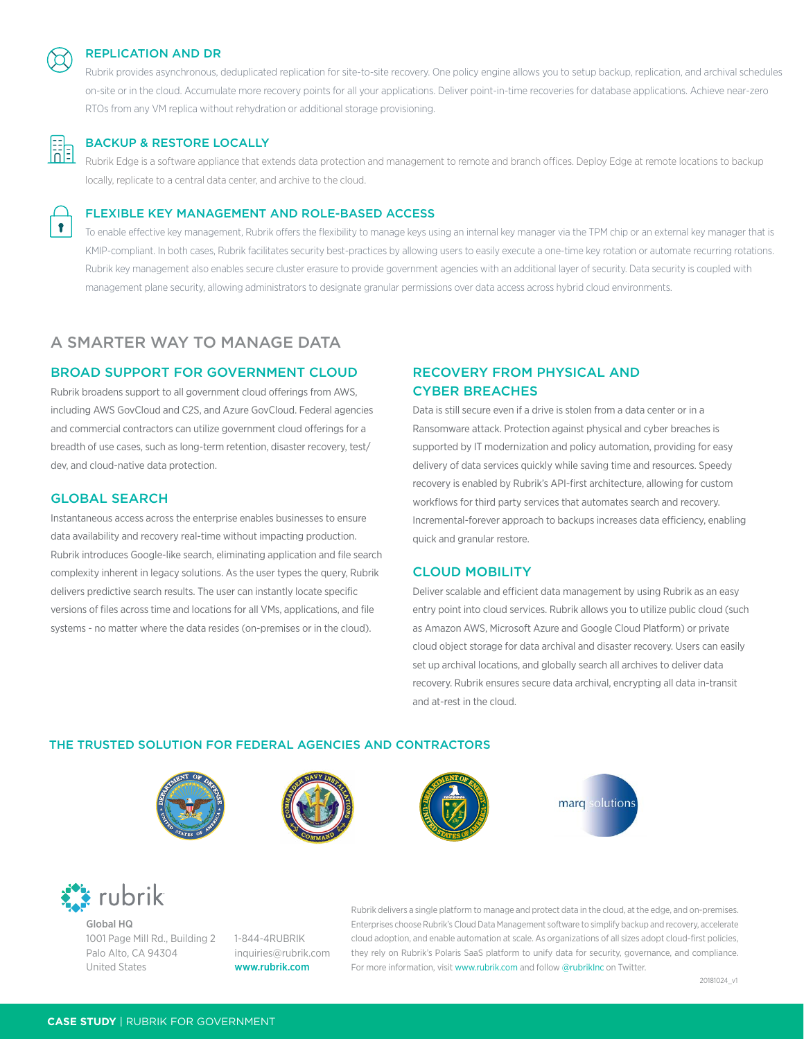### REPLICATION AND DR

Rubrik provides asynchronous, deduplicated replication for site-to-site recovery. One policy engine allows you to setup backup, replication, and archival schedules on-site or in the cloud. Accumulate more recovery points for all your applications. Deliver point-in-time recoveries for database applications. Achieve near-zero RTOs from any VM replica without rehydration or additional storage provisioning.

### BACKUP & RESTORE LOCALLY

Rubrik Edge is a software appliance that extends data protection and management to remote and branch offices. Deploy Edge at remote locations to backup locally, replicate to a central data center, and archive to the cloud.

### FLEXIBLE KEY MANAGEMENT AND ROLE-BASED ACCESS

To enable effective key management, Rubrik offers the flexibility to manage keys using an internal key manager via the TPM chip or an external key manager that is KMIP-compliant. In both cases, Rubrik facilitates security best-practices by allowing users to easily execute a one-time key rotation or automate recurring rotations. Rubrik key management also enables secure cluster erasure to provide government agencies with an additional layer of security. Data security is coupled with management plane security, allowing administrators to designate granular permissions over data access across hybrid cloud environments.

## A SMARTER WAY TO MANAGE DATA

### BROAD SUPPORT FOR GOVERNMENT CLOUD

Rubrik broadens support to all government cloud offerings from AWS, including AWS GovCloud and C2S, and Azure GovCloud. Federal agencies and commercial contractors can utilize government cloud offerings for a breadth of use cases, such as long-term retention, disaster recovery, test/dev, and cloud-native data protection.

### GLOBAL SEARCH

Instantaneous access across the enterprise enables businesses to ensure data availability and recovery real-time without impacting production. Rubrik introduces Google-like search, eliminating application and file search complexity inherent in legacy solutions. As the user types the query, Rubrik delivers predictive search results. The user can instantly locate specific versions of files across time and locations for all VMs, applications, and file systems - no matter where the data resides (on-premises or in the cloud).

### RECOVERY FROM PHYSICAL AND CYBER BREACHES

Data is still secure even if a drive is stolen from a data center or in a Ransomware attack. Protection against physical and cyber breaches is supported by IT modernization and policy automation, providing for easy delivery of data services quickly while saving time and resources. Speedy recovery is enabled by Rubrik's API-first architecture, allowing for custom workflows for third party services that automates search and recovery. Incremental-forever approach to backups increases data efficiency, enabling quick and granular restore.

### CLOUD MOBILITY

Deliver scalable and efficient data management by using Rubrik as an easy entry point into cloud services. Rubrik allows you to utilize public cloud (such as Amazon AWS, Microsoft Azure and Google Cloud Platform) or private cloud object storage for data archival and disaster recovery. Users can easily set up archival locations, and globally search all archives to deliver data recovery. Rubrik ensures secure data archival, encrypting all data in-transit and at-rest in the cloud.

### THE TRUSTED SOLUTION FOR FEDERAL AGENCIES AND CONTRACTORS

marq solutions

rubrik

**Global HQ**
1001 Page Mill Rd., Building 2
Palo Alto, CA 94304
United States

1-844-4RUBRIK
inquiries@rubrik.com
**www.rubrik.com**

Rubrik delivers a single platform to manage and protect data in the cloud, at the edge, and on-premises. Enterprises choose Rubrik's Cloud Data Management software to simplify backup and recovery, accelerate cloud adoption, and enable automation at scale. As organizations of all sizes adopt cloud-first policies, they rely on Rubrik's Polaris SaaS platform to unify data for security, governance, and compliance. For more information, visit www.rubrik.com and follow @rubrikInc on Twitter.

20181024_v1